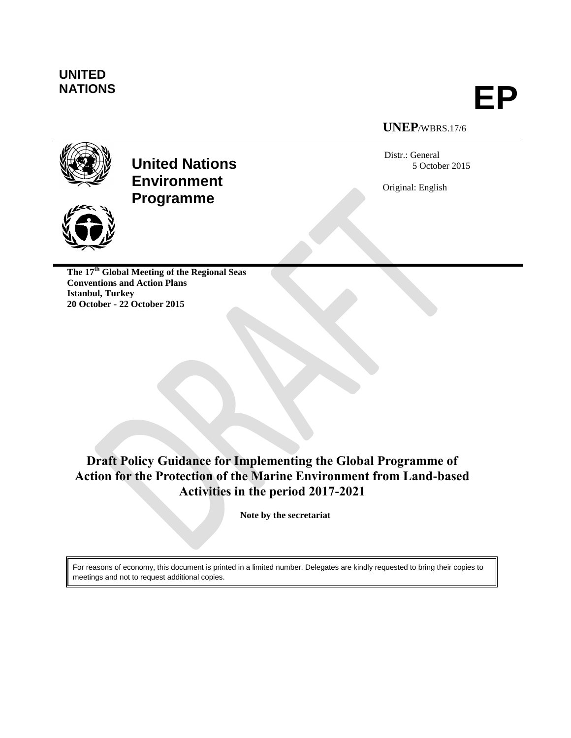**UNITED NATIONS**

**EP**

**UNEP**/WBRS.17/6

**United Nations Environment Programme**

Distr.: General
5 October 2015

Original: English

**The 17th Global Meeting of the Regional Seas Conventions and Action Plans**
**Istanbul, Turkey**
**20 October - 22 October 2015**

# Draft Policy Guidance for Implementing the Global Programme of Action for the Protection of the Marine Environment from Land-based Activities in the period 2017-2021

**Note by the secretariat**

For reasons of economy, this document is printed in a limited number. Delegates are kindly requested to bring their copies to meetings and not to request additional copies.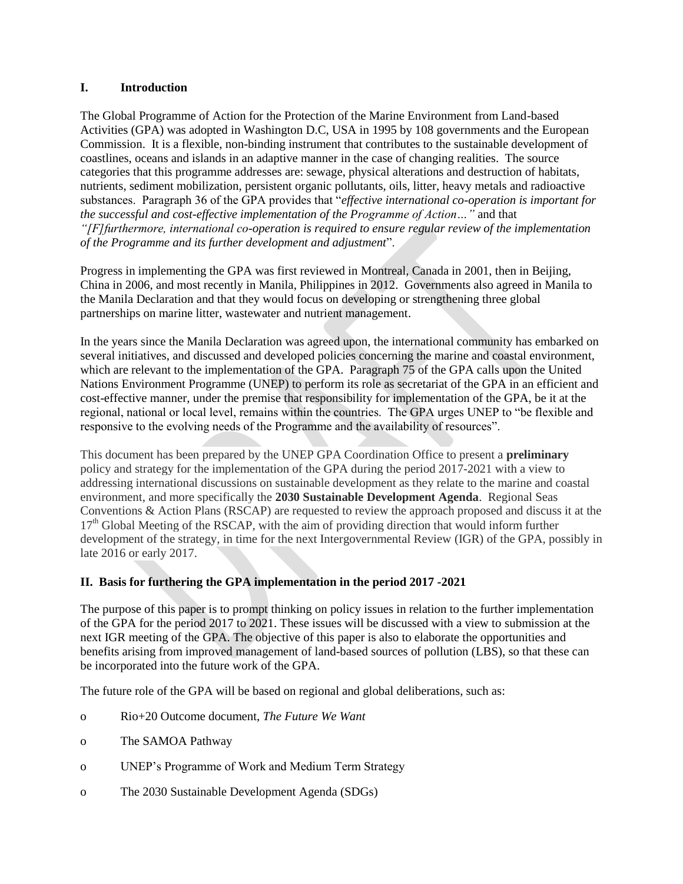## I. Introduction

The Global Programme of Action for the Protection of the Marine Environment from Land-based Activities (GPA) was adopted in Washington D.C, USA in 1995 by 108 governments and the European Commission. It is a flexible, non-binding instrument that contributes to the sustainable development of coastlines, oceans and islands in an adaptive manner in the case of changing realities. The source categories that this programme addresses are: sewage, physical alterations and destruction of habitats, nutrients, sediment mobilization, persistent organic pollutants, oils, litter, heavy metals and radioactive substances. Paragraph 36 of the GPA provides that "*effective international co-operation is important for the successful and cost-effective implementation of the Programme of Action…"* and that *"[F]furthermore, international co-operation is required to ensure regular review of the implementation of the Programme and its further development and adjustment*".

Progress in implementing the GPA was first reviewed in Montreal, Canada in 2001, then in Beijing, China in 2006, and most recently in Manila, Philippines in 2012. Governments also agreed in Manila to the Manila Declaration and that they would focus on developing or strengthening three global partnerships on marine litter, wastewater and nutrient management.

In the years since the Manila Declaration was agreed upon, the international community has embarked on several initiatives, and discussed and developed policies concerning the marine and coastal environment, which are relevant to the implementation of the GPA. Paragraph 75 of the GPA calls upon the United Nations Environment Programme (UNEP) to perform its role as secretariat of the GPA in an efficient and cost-effective manner, under the premise that responsibility for implementation of the GPA, be it at the regional, national or local level, remains within the countries. The GPA urges UNEP to "be flexible and responsive to the evolving needs of the Programme and the availability of resources".

This document has been prepared by the UNEP GPA Coordination Office to present a **preliminary** policy and strategy for the implementation of the GPA during the period 2017-2021 with a view to addressing international discussions on sustainable development as they relate to the marine and coastal environment, and more specifically the **2030 Sustainable Development Agenda**. Regional Seas Conventions & Action Plans (RSCAP) are requested to review the approach proposed and discuss it at the 17th Global Meeting of the RSCAP, with the aim of providing direction that would inform further development of the strategy, in time for the next Intergovernmental Review (IGR) of the GPA, possibly in late 2016 or early 2017.

## II. Basis for furthering the GPA implementation in the period 2017 -2021

The purpose of this paper is to prompt thinking on policy issues in relation to the further implementation of the GPA for the period 2017 to 2021. These issues will be discussed with a view to submission at the next IGR meeting of the GPA. The objective of this paper is also to elaborate the opportunities and benefits arising from improved management of land-based sources of pollution (LBS), so that these can be incorporated into the future work of the GPA.

The future role of the GPA will be based on regional and global deliberations, such as:

- Rio+20 Outcome document, *The Future We Want*
- The SAMOA Pathway
- UNEP's Programme of Work and Medium Term Strategy
- The 2030 Sustainable Development Agenda (SDGs)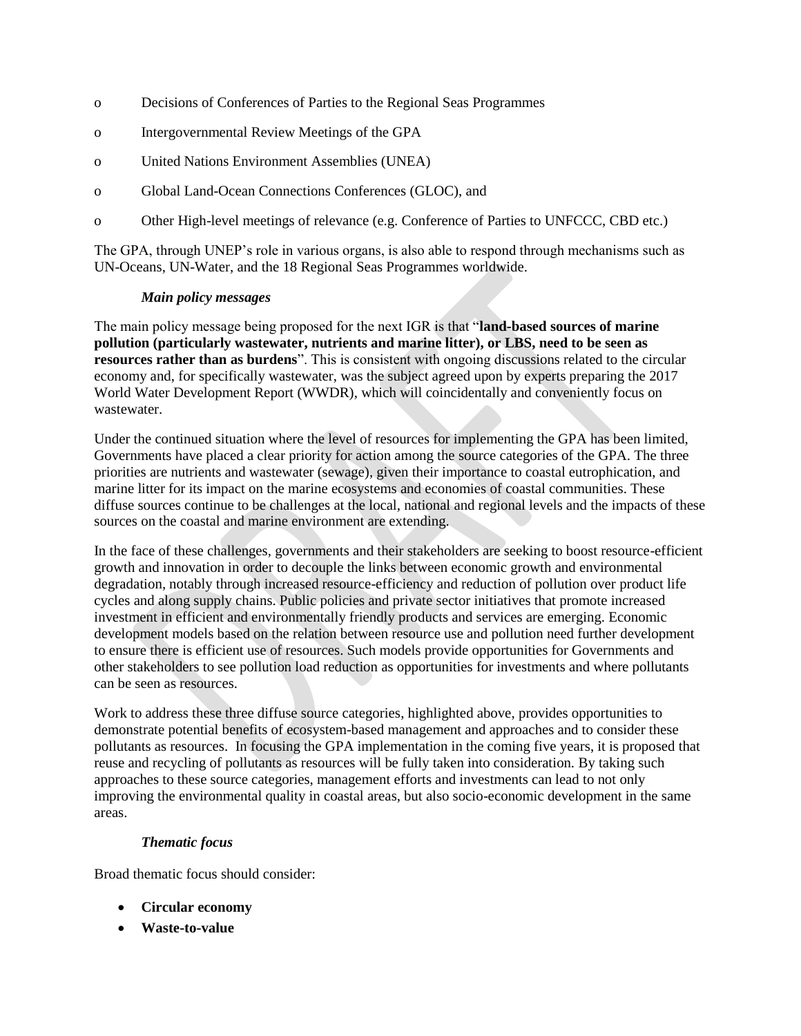- Decisions of Conferences of Parties to the Regional Seas Programmes
- Intergovernmental Review Meetings of the GPA
- United Nations Environment Assemblies (UNEA)
- Global Land-Ocean Connections Conferences (GLOC), and
- Other High-level meetings of relevance (e.g. Conference of Parties to UNFCCC, CBD etc.)

The GPA, through UNEP's role in various organs, is also able to respond through mechanisms such as UN-Oceans, UN-Water, and the 18 Regional Seas Programmes worldwide.

***Main policy messages***

The main policy message being proposed for the next IGR is that "**land-based sources of marine pollution (particularly wastewater, nutrients and marine litter), or LBS, need to be seen as resources rather than as burdens**". This is consistent with ongoing discussions related to the circular economy and, for specifically wastewater, was the subject agreed upon by experts preparing the 2017 World Water Development Report (WWDR), which will coincidentally and conveniently focus on wastewater.

Under the continued situation where the level of resources for implementing the GPA has been limited, Governments have placed a clear priority for action among the source categories of the GPA. The three priorities are nutrients and wastewater (sewage), given their importance to coastal eutrophication, and marine litter for its impact on the marine ecosystems and economies of coastal communities. These diffuse sources continue to be challenges at the local, national and regional levels and the impacts of these sources on the coastal and marine environment are extending.

In the face of these challenges, governments and their stakeholders are seeking to boost resource-efficient growth and innovation in order to decouple the links between economic growth and environmental degradation, notably through increased resource-efficiency and reduction of pollution over product life cycles and along supply chains. Public policies and private sector initiatives that promote increased investment in efficient and environmentally friendly products and services are emerging. Economic development models based on the relation between resource use and pollution need further development to ensure there is efficient use of resources. Such models provide opportunities for Governments and other stakeholders to see pollution load reduction as opportunities for investments and where pollutants can be seen as resources.

Work to address these three diffuse source categories, highlighted above, provides opportunities to demonstrate potential benefits of ecosystem-based management and approaches and to consider these pollutants as resources. In focusing the GPA implementation in the coming five years, it is proposed that reuse and recycling of pollutants as resources will be fully taken into consideration. By taking such approaches to these source categories, management efforts and investments can lead to not only improving the environmental quality in coastal areas, but also socio-economic development in the same areas.

***Thematic focus***

Broad thematic focus should consider:

- **Circular economy**
- **Waste-to-value**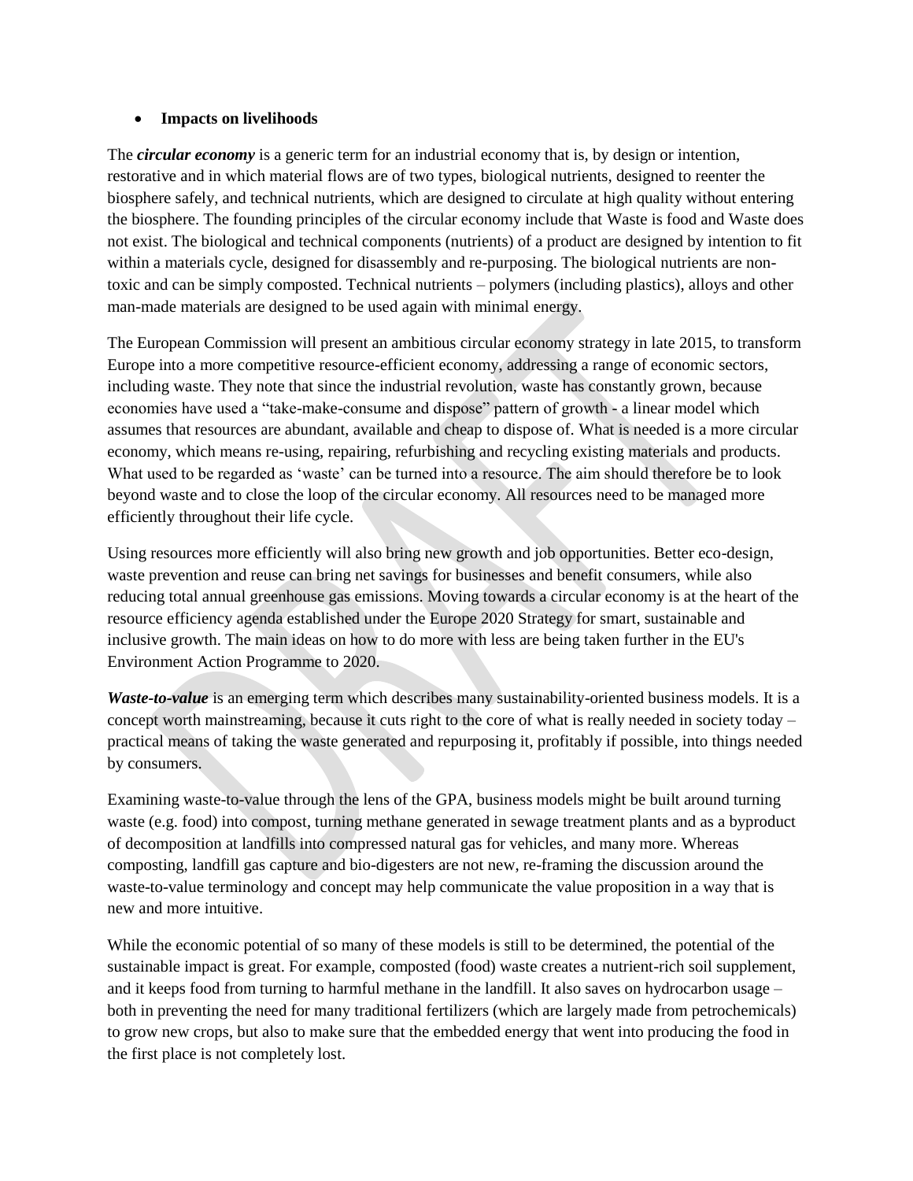- **Impacts on livelihoods**

The ***circular economy*** is a generic term for an industrial economy that is, by design or intention, restorative and in which material flows are of two types, biological nutrients, designed to reenter the biosphere safely, and technical nutrients, which are designed to circulate at high quality without entering the biosphere. The founding principles of the circular economy include that Waste is food and Waste does not exist. The biological and technical components (nutrients) of a product are designed by intention to fit within a materials cycle, designed for disassembly and re-purposing. The biological nutrients are non-toxic and can be simply composted. Technical nutrients – polymers (including plastics), alloys and other man-made materials are designed to be used again with minimal energy.

The European Commission will present an ambitious circular economy strategy in late 2015, to transform Europe into a more competitive resource-efficient economy, addressing a range of economic sectors, including waste. They note that since the industrial revolution, waste has constantly grown, because economies have used a "take-make-consume and dispose" pattern of growth - a linear model which assumes that resources are abundant, available and cheap to dispose of. What is needed is a more circular economy, which means re-using, repairing, refurbishing and recycling existing materials and products. What used to be regarded as 'waste' can be turned into a resource. The aim should therefore be to look beyond waste and to close the loop of the circular economy. All resources need to be managed more efficiently throughout their life cycle.

Using resources more efficiently will also bring new growth and job opportunities. Better eco-design, waste prevention and reuse can bring net savings for businesses and benefit consumers, while also reducing total annual greenhouse gas emissions. Moving towards a circular economy is at the heart of the resource efficiency agenda established under the Europe 2020 Strategy for smart, sustainable and inclusive growth. The main ideas on how to do more with less are being taken further in the EU's Environment Action Programme to 2020.

***Waste-to-value*** is an emerging term which describes many sustainability-oriented business models. It is a concept worth mainstreaming, because it cuts right to the core of what is really needed in society today – practical means of taking the waste generated and repurposing it, profitably if possible, into things needed by consumers.

Examining waste-to-value through the lens of the GPA, business models might be built around turning waste (e.g. food) into compost, turning methane generated in sewage treatment plants and as a byproduct of decomposition at landfills into compressed natural gas for vehicles, and many more. Whereas composting, landfill gas capture and bio-digesters are not new, re-framing the discussion around the waste-to-value terminology and concept may help communicate the value proposition in a way that is new and more intuitive.

While the economic potential of so many of these models is still to be determined, the potential of the sustainable impact is great. For example, composted (food) waste creates a nutrient-rich soil supplement, and it keeps food from turning to harmful methane in the landfill. It also saves on hydrocarbon usage – both in preventing the need for many traditional fertilizers (which are largely made from petrochemicals) to grow new crops, but also to make sure that the embedded energy that went into producing the food in the first place is not completely lost.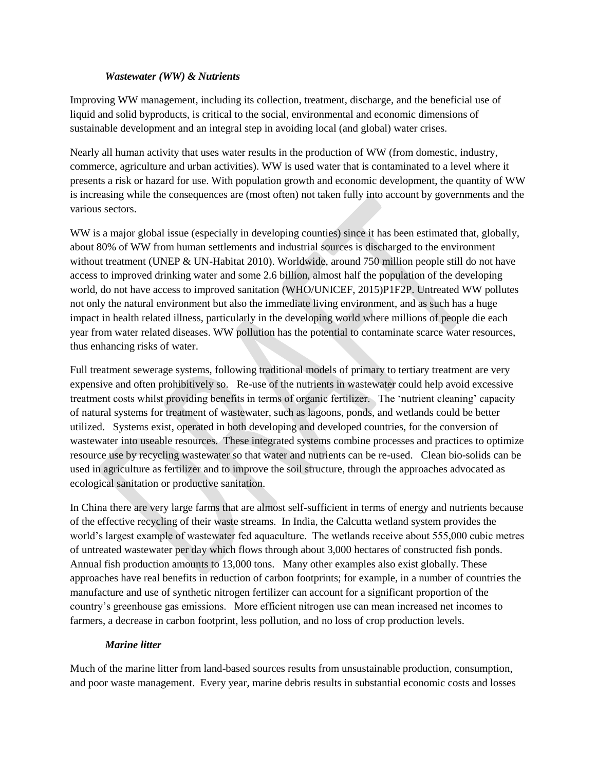### *Wastewater (WW) & Nutrients*

Improving WW management, including its collection, treatment, discharge, and the beneficial use of liquid and solid byproducts, is critical to the social, environmental and economic dimensions of sustainable development and an integral step in avoiding local (and global) water crises.

Nearly all human activity that uses water results in the production of WW (from domestic, industry, commerce, agriculture and urban activities). WW is used water that is contaminated to a level where it presents a risk or hazard for use. With population growth and economic development, the quantity of WW is increasing while the consequences are (most often) not taken fully into account by governments and the various sectors.

WW is a major global issue (especially in developing counties) since it has been estimated that, globally, about 80% of WW from human settlements and industrial sources is discharged to the environment without treatment (UNEP & UN-Habitat 2010). Worldwide, around 750 million people still do not have access to improved drinking water and some 2.6 billion, almost half the population of the developing world, do not have access to improved sanitation (WHO/UNICEF, 2015)P1F2P. Untreated WW pollutes not only the natural environment but also the immediate living environment, and as such has a huge impact in health related illness, particularly in the developing world where millions of people die each year from water related diseases. WW pollution has the potential to contaminate scarce water resources, thus enhancing risks of water.

Full treatment sewerage systems, following traditional models of primary to tertiary treatment are very expensive and often prohibitively so. Re-use of the nutrients in wastewater could help avoid excessive treatment costs whilst providing benefits in terms of organic fertilizer. The 'nutrient cleaning' capacity of natural systems for treatment of wastewater, such as lagoons, ponds, and wetlands could be better utilized. Systems exist, operated in both developing and developed countries, for the conversion of wastewater into useable resources. These integrated systems combine processes and practices to optimize resource use by recycling wastewater so that water and nutrients can be re-used. Clean bio-solids can be used in agriculture as fertilizer and to improve the soil structure, through the approaches advocated as ecological sanitation or productive sanitation.

In China there are very large farms that are almost self-sufficient in terms of energy and nutrients because of the effective recycling of their waste streams. In India, the Calcutta wetland system provides the world's largest example of wastewater fed aquaculture. The wetlands receive about 555,000 cubic metres of untreated wastewater per day which flows through about 3,000 hectares of constructed fish ponds. Annual fish production amounts to 13,000 tons. Many other examples also exist globally. These approaches have real benefits in reduction of carbon footprints; for example, in a number of countries the manufacture and use of synthetic nitrogen fertilizer can account for a significant proportion of the country's greenhouse gas emissions. More efficient nitrogen use can mean increased net incomes to farmers, a decrease in carbon footprint, less pollution, and no loss of crop production levels.

### *Marine litter*

Much of the marine litter from land-based sources results from unsustainable production, consumption, and poor waste management. Every year, marine debris results in substantial economic costs and losses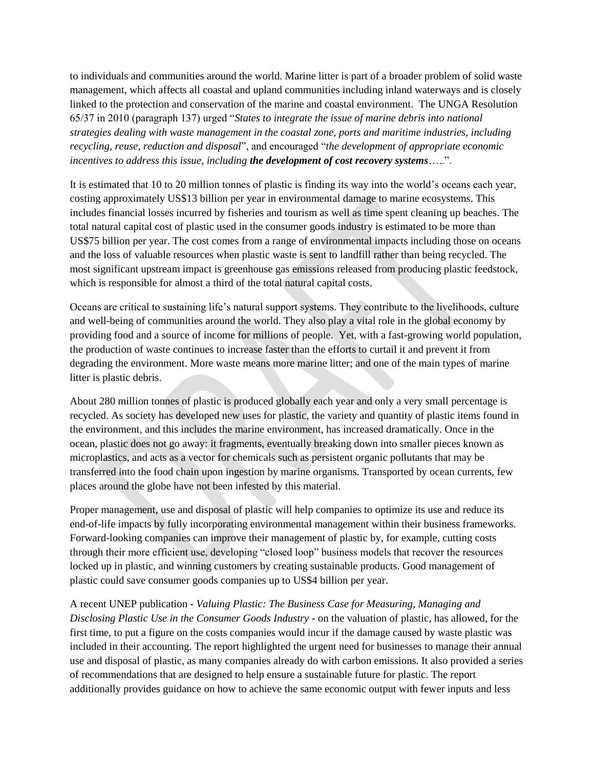to individuals and communities around the world. Marine litter is part of a broader problem of solid waste management, which affects all coastal and upland communities including inland waterways and is closely linked to the protection and conservation of the marine and coastal environment. The UNGA Resolution 65/37 in 2010 (paragraph 137) urged "*States to integrate the issue of marine debris into national strategies dealing with waste management in the coastal zone, ports and maritime industries, including recycling, reuse, reduction and disposal*", and encouraged "*the development of appropriate economic incentives to address this issue, including **the development of cost recovery systems**…..*".

It is estimated that 10 to 20 million tonnes of plastic is finding its way into the world's oceans each year, costing approximately US$13 billion per year in environmental damage to marine ecosystems. This includes financial losses incurred by fisheries and tourism as well as time spent cleaning up beaches. The total natural capital cost of plastic used in the consumer goods industry is estimated to be more than US$75 billion per year. The cost comes from a range of environmental impacts including those on oceans and the loss of valuable resources when plastic waste is sent to landfill rather than being recycled. The most significant upstream impact is greenhouse gas emissions released from producing plastic feedstock, which is responsible for almost a third of the total natural capital costs.

Oceans are critical to sustaining life's natural support systems. They contribute to the livelihoods, culture and well-being of communities around the world. They also play a vital role in the global economy by providing food and a source of income for millions of people. Yet, with a fast-growing world population, the production of waste continues to increase faster than the efforts to curtail it and prevent it from degrading the environment. More waste means more marine litter; and one of the main types of marine litter is plastic debris.

About 280 million tonnes of plastic is produced globally each year and only a very small percentage is recycled. As society has developed new uses for plastic, the variety and quantity of plastic items found in the environment, and this includes the marine environment, has increased dramatically. Once in the ocean, plastic does not go away: it fragments, eventually breaking down into smaller pieces known as microplastics, and acts as a vector for chemicals such as persistent organic pollutants that may be transferred into the food chain upon ingestion by marine organisms. Transported by ocean currents, few places around the globe have not been infested by this material.

Proper management, use and disposal of plastic will help companies to optimize its use and reduce its end-of-life impacts by fully incorporating environmental management within their business frameworks. Forward-looking companies can improve their management of plastic by, for example, cutting costs through their more efficient use, developing "closed loop" business models that recover the resources locked up in plastic, and winning customers by creating sustainable products. Good management of plastic could save consumer goods companies up to US$4 billion per year.

A recent UNEP publication - *Valuing Plastic: The Business Case for Measuring, Managing and Disclosing Plastic Use in the Consumer Goods Industry* - on the valuation of plastic, has allowed, for the first time, to put a figure on the costs companies would incur if the damage caused by waste plastic was included in their accounting. The report highlighted the urgent need for businesses to manage their annual use and disposal of plastic, as many companies already do with carbon emissions. It also provided a series of recommendations that are designed to help ensure a sustainable future for plastic. The report additionally provides guidance on how to achieve the same economic output with fewer inputs and less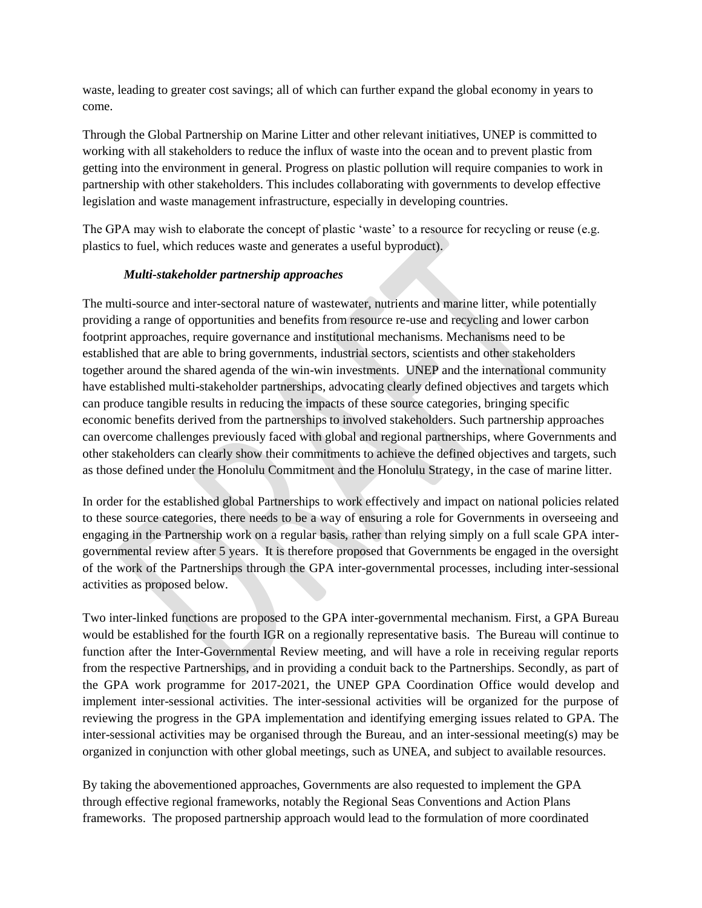waste, leading to greater cost savings; all of which can further expand the global economy in years to come.

Through the Global Partnership on Marine Litter and other relevant initiatives, UNEP is committed to working with all stakeholders to reduce the influx of waste into the ocean and to prevent plastic from getting into the environment in general. Progress on plastic pollution will require companies to work in partnership with other stakeholders. This includes collaborating with governments to develop effective legislation and waste management infrastructure, especially in developing countries.

The GPA may wish to elaborate the concept of plastic 'waste' to a resource for recycling or reuse (e.g. plastics to fuel, which reduces waste and generates a useful byproduct).

***Multi-stakeholder partnership approaches***

The multi-source and inter-sectoral nature of wastewater, nutrients and marine litter, while potentially providing a range of opportunities and benefits from resource re-use and recycling and lower carbon footprint approaches, require governance and institutional mechanisms. Mechanisms need to be established that are able to bring governments, industrial sectors, scientists and other stakeholders together around the shared agenda of the win-win investments. UNEP and the international community have established multi-stakeholder partnerships, advocating clearly defined objectives and targets which can produce tangible results in reducing the impacts of these source categories, bringing specific economic benefits derived from the partnerships to involved stakeholders. Such partnership approaches can overcome challenges previously faced with global and regional partnerships, where Governments and other stakeholders can clearly show their commitments to achieve the defined objectives and targets, such as those defined under the Honolulu Commitment and the Honolulu Strategy, in the case of marine litter.

In order for the established global Partnerships to work effectively and impact on national policies related to these source categories, there needs to be a way of ensuring a role for Governments in overseeing and engaging in the Partnership work on a regular basis, rather than relying simply on a full scale GPA inter-governmental review after 5 years. It is therefore proposed that Governments be engaged in the oversight of the work of the Partnerships through the GPA inter-governmental processes, including inter-sessional activities as proposed below.

Two inter-linked functions are proposed to the GPA inter-governmental mechanism. First, a GPA Bureau would be established for the fourth IGR on a regionally representative basis. The Bureau will continue to function after the Inter-Governmental Review meeting, and will have a role in receiving regular reports from the respective Partnerships, and in providing a conduit back to the Partnerships. Secondly, as part of the GPA work programme for 2017-2021, the UNEP GPA Coordination Office would develop and implement inter-sessional activities. The inter-sessional activities will be organized for the purpose of reviewing the progress in the GPA implementation and identifying emerging issues related to GPA. The inter-sessional activities may be organised through the Bureau, and an inter-sessional meeting(s) may be organized in conjunction with other global meetings, such as UNEA, and subject to available resources.

By taking the abovementioned approaches, Governments are also requested to implement the GPA through effective regional frameworks, notably the Regional Seas Conventions and Action Plans frameworks. The proposed partnership approach would lead to the formulation of more coordinated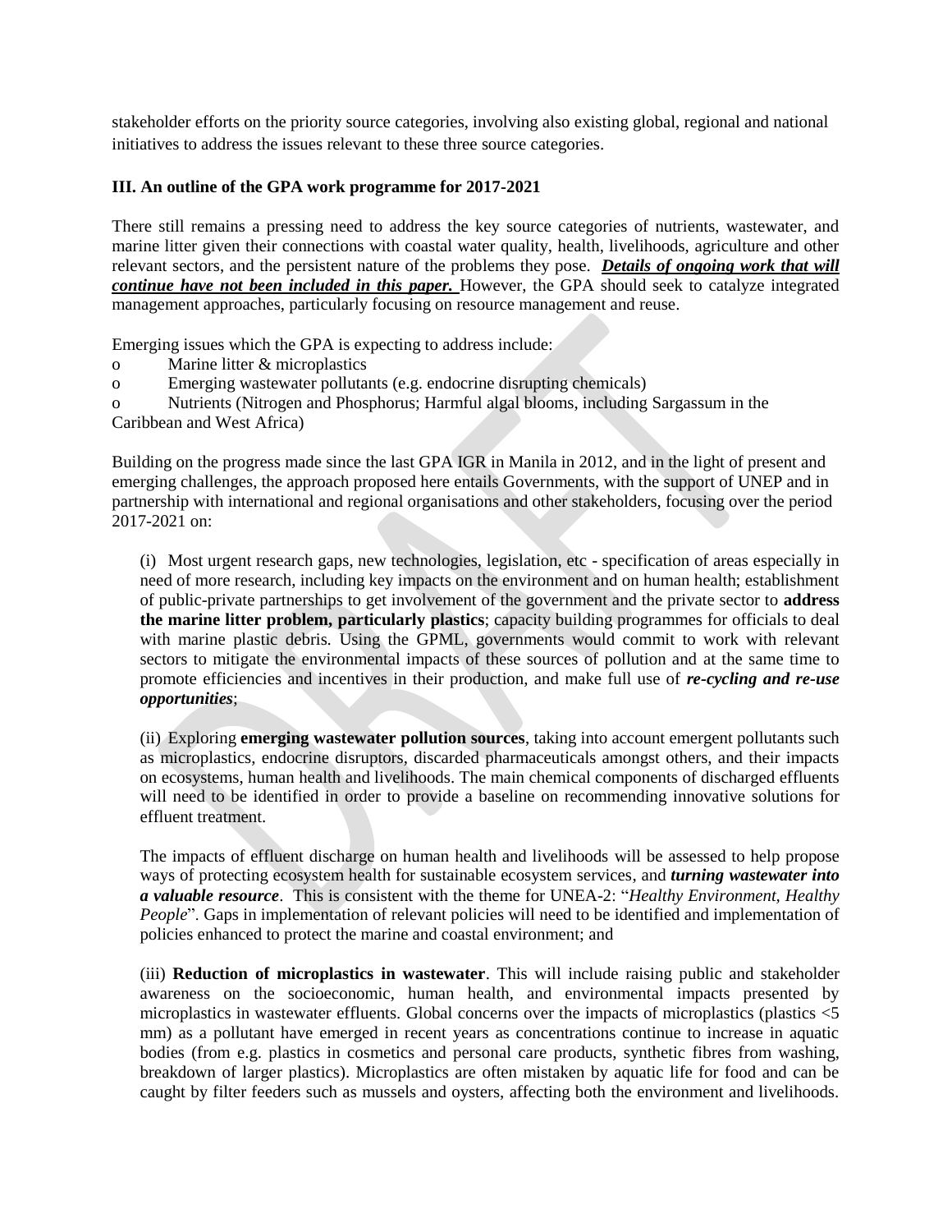stakeholder efforts on the priority source categories, involving also existing global, regional and national initiatives to address the issues relevant to these three source categories.

### III. An outline of the GPA work programme for 2017-2021

There still remains a pressing need to address the key source categories of nutrients, wastewater, and marine litter given their connections with coastal water quality, health, livelihoods, agriculture and other relevant sectors, and the persistent nature of the problems they pose. ***Details of ongoing work that will continue have not been included in this paper.*** However, the GPA should seek to catalyze integrated management approaches, particularly focusing on resource management and reuse.

Emerging issues which the GPA is expecting to address include:

- Marine litter & microplastics
- Emerging wastewater pollutants (e.g. endocrine disrupting chemicals)
- Nutrients (Nitrogen and Phosphorus; Harmful algal blooms, including Sargassum in the Caribbean and West Africa)

Building on the progress made since the last GPA IGR in Manila in 2012, and in the light of present and emerging challenges, the approach proposed here entails Governments, with the support of UNEP and in partnership with international and regional organisations and other stakeholders, focusing over the period 2017-2021 on:

(i) Most urgent research gaps, new technologies, legislation, etc - specification of areas especially in need of more research, including key impacts on the environment and on human health; establishment of public-private partnerships to get involvement of the government and the private sector to **address the marine litter problem, particularly plastics**; capacity building programmes for officials to deal with marine plastic debris. Using the GPML, governments would commit to work with relevant sectors to mitigate the environmental impacts of these sources of pollution and at the same time to promote efficiencies and incentives in their production, and make full use of ***re-cycling and re-use opportunities***;

(ii) Exploring **emerging wastewater pollution sources**, taking into account emergent pollutants such as microplastics, endocrine disruptors, discarded pharmaceuticals amongst others, and their impacts on ecosystems, human health and livelihoods. The main chemical components of discharged effluents will need to be identified in order to provide a baseline on recommending innovative solutions for effluent treatment.

The impacts of effluent discharge on human health and livelihoods will be assessed to help propose ways of protecting ecosystem health for sustainable ecosystem services, and ***turning wastewater into a valuable resource***. This is consistent with the theme for UNEA-2: "*Healthy Environment, Healthy People*". Gaps in implementation of relevant policies will need to be identified and implementation of policies enhanced to protect the marine and coastal environment; and

(iii) **Reduction of microplastics in wastewater**. This will include raising public and stakeholder awareness on the socioeconomic, human health, and environmental impacts presented by microplastics in wastewater effluents. Global concerns over the impacts of microplastics (plastics <5 mm) as a pollutant have emerged in recent years as concentrations continue to increase in aquatic bodies (from e.g. plastics in cosmetics and personal care products, synthetic fibres from washing, breakdown of larger plastics). Microplastics are often mistaken by aquatic life for food and can be caught by filter feeders such as mussels and oysters, affecting both the environment and livelihoods.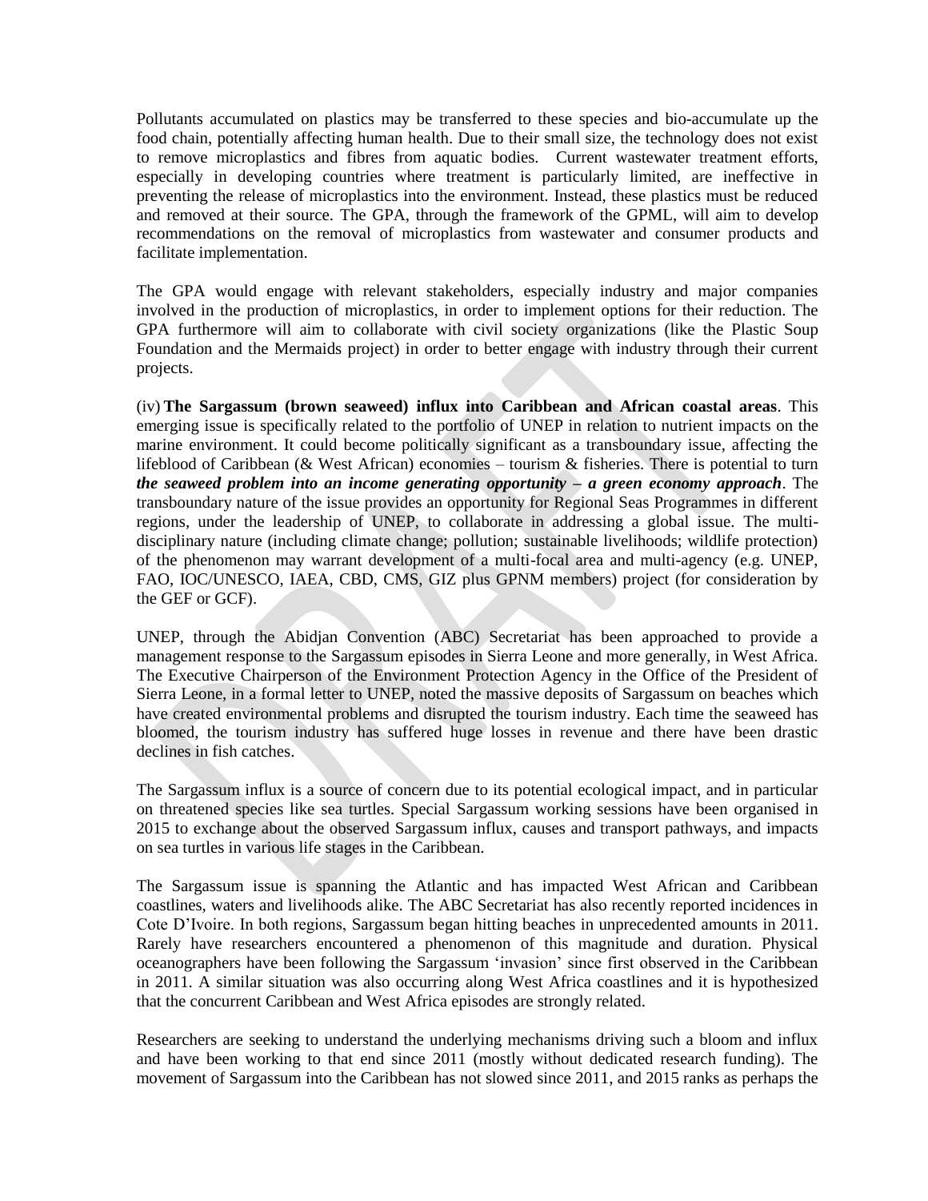Pollutants accumulated on plastics may be transferred to these species and bio-accumulate up the food chain, potentially affecting human health. Due to their small size, the technology does not exist to remove microplastics and fibres from aquatic bodies. Current wastewater treatment efforts, especially in developing countries where treatment is particularly limited, are ineffective in preventing the release of microplastics into the environment. Instead, these plastics must be reduced and removed at their source. The GPA, through the framework of the GPML, will aim to develop recommendations on the removal of microplastics from wastewater and consumer products and facilitate implementation.

The GPA would engage with relevant stakeholders, especially industry and major companies involved in the production of microplastics, in order to implement options for their reduction. The GPA furthermore will aim to collaborate with civil society organizations (like the Plastic Soup Foundation and the Mermaids project) in order to better engage with industry through their current projects.

(iv) **The Sargassum (brown seaweed) influx into Caribbean and African coastal areas**. This emerging issue is specifically related to the portfolio of UNEP in relation to nutrient impacts on the marine environment. It could become politically significant as a transboundary issue, affecting the lifeblood of Caribbean (& West African) economies – tourism & fisheries. There is potential to turn ***the seaweed problem into an income generating opportunity – a green economy approach***. The transboundary nature of the issue provides an opportunity for Regional Seas Programmes in different regions, under the leadership of UNEP, to collaborate in addressing a global issue. The multi-disciplinary nature (including climate change; pollution; sustainable livelihoods; wildlife protection) of the phenomenon may warrant development of a multi-focal area and multi-agency (e.g. UNEP, FAO, IOC/UNESCO, IAEA, CBD, CMS, GIZ plus GPNM members) project (for consideration by the GEF or GCF).

UNEP, through the Abidjan Convention (ABC) Secretariat has been approached to provide a management response to the Sargassum episodes in Sierra Leone and more generally, in West Africa. The Executive Chairperson of the Environment Protection Agency in the Office of the President of Sierra Leone, in a formal letter to UNEP, noted the massive deposits of Sargassum on beaches which have created environmental problems and disrupted the tourism industry. Each time the seaweed has bloomed, the tourism industry has suffered huge losses in revenue and there have been drastic declines in fish catches.

The Sargassum influx is a source of concern due to its potential ecological impact, and in particular on threatened species like sea turtles. Special Sargassum working sessions have been organised in 2015 to exchange about the observed Sargassum influx, causes and transport pathways, and impacts on sea turtles in various life stages in the Caribbean.

The Sargassum issue is spanning the Atlantic and has impacted West African and Caribbean coastlines, waters and livelihoods alike. The ABC Secretariat has also recently reported incidences in Cote D'Ivoire. In both regions, Sargassum began hitting beaches in unprecedented amounts in 2011. Rarely have researchers encountered a phenomenon of this magnitude and duration. Physical oceanographers have been following the Sargassum 'invasion' since first observed in the Caribbean in 2011. A similar situation was also occurring along West Africa coastlines and it is hypothesized that the concurrent Caribbean and West Africa episodes are strongly related.

Researchers are seeking to understand the underlying mechanisms driving such a bloom and influx and have been working to that end since 2011 (mostly without dedicated research funding). The movement of Sargassum into the Caribbean has not slowed since 2011, and 2015 ranks as perhaps the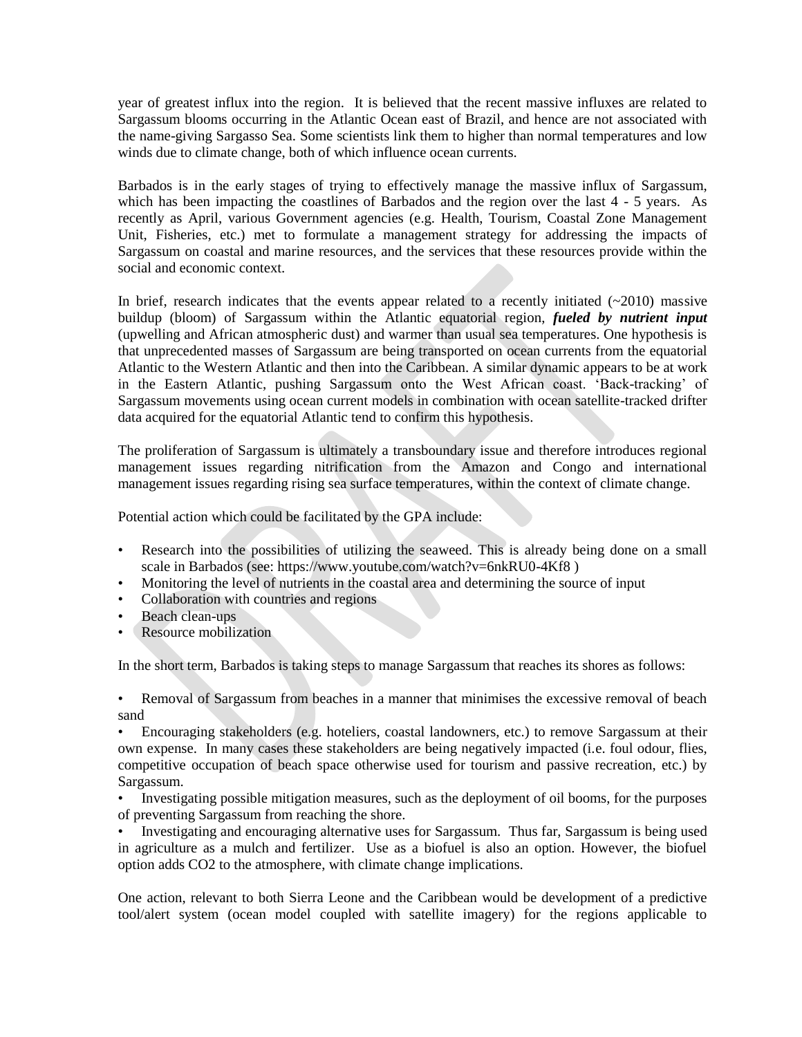year of greatest influx into the region. It is believed that the recent massive influxes are related to Sargassum blooms occurring in the Atlantic Ocean east of Brazil, and hence are not associated with the name-giving Sargasso Sea. Some scientists link them to higher than normal temperatures and low winds due to climate change, both of which influence ocean currents.

Barbados is in the early stages of trying to effectively manage the massive influx of Sargassum, which has been impacting the coastlines of Barbados and the region over the last 4 - 5 years. As recently as April, various Government agencies (e.g. Health, Tourism, Coastal Zone Management Unit, Fisheries, etc.) met to formulate a management strategy for addressing the impacts of Sargassum on coastal and marine resources, and the services that these resources provide within the social and economic context.

In brief, research indicates that the events appear related to a recently initiated (~2010) massive buildup (bloom) of Sargassum within the Atlantic equatorial region, ***fueled by nutrient input*** (upwelling and African atmospheric dust) and warmer than usual sea temperatures. One hypothesis is that unprecedented masses of Sargassum are being transported on ocean currents from the equatorial Atlantic to the Western Atlantic and then into the Caribbean. A similar dynamic appears to be at work in the Eastern Atlantic, pushing Sargassum onto the West African coast. 'Back-tracking' of Sargassum movements using ocean current models in combination with ocean satellite-tracked drifter data acquired for the equatorial Atlantic tend to confirm this hypothesis.

The proliferation of Sargassum is ultimately a transboundary issue and therefore introduces regional management issues regarding nitrification from the Amazon and Congo and international management issues regarding rising sea surface temperatures, within the context of climate change.

Potential action which could be facilitated by the GPA include:

- Research into the possibilities of utilizing the seaweed. This is already being done on a small scale in Barbados (see: https://www.youtube.com/watch?v=6nkRU0-4Kf8 )
- Monitoring the level of nutrients in the coastal area and determining the source of input
- Collaboration with countries and regions
- Beach clean-ups
- Resource mobilization

In the short term, Barbados is taking steps to manage Sargassum that reaches its shores as follows:

- Removal of Sargassum from beaches in a manner that minimises the excessive removal of beach sand
- Encouraging stakeholders (e.g. hoteliers, coastal landowners, etc.) to remove Sargassum at their own expense. In many cases these stakeholders are being negatively impacted (i.e. foul odour, flies, competitive occupation of beach space otherwise used for tourism and passive recreation, etc.) by Sargassum.
- Investigating possible mitigation measures, such as the deployment of oil booms, for the purposes of preventing Sargassum from reaching the shore.
- Investigating and encouraging alternative uses for Sargassum. Thus far, Sargassum is being used in agriculture as a mulch and fertilizer. Use as a biofuel is also an option. However, the biofuel option adds $CO_2$ to the atmosphere, with climate change implications.

One action, relevant to both Sierra Leone and the Caribbean would be development of a predictive tool/alert system (ocean model coupled with satellite imagery) for the regions applicable to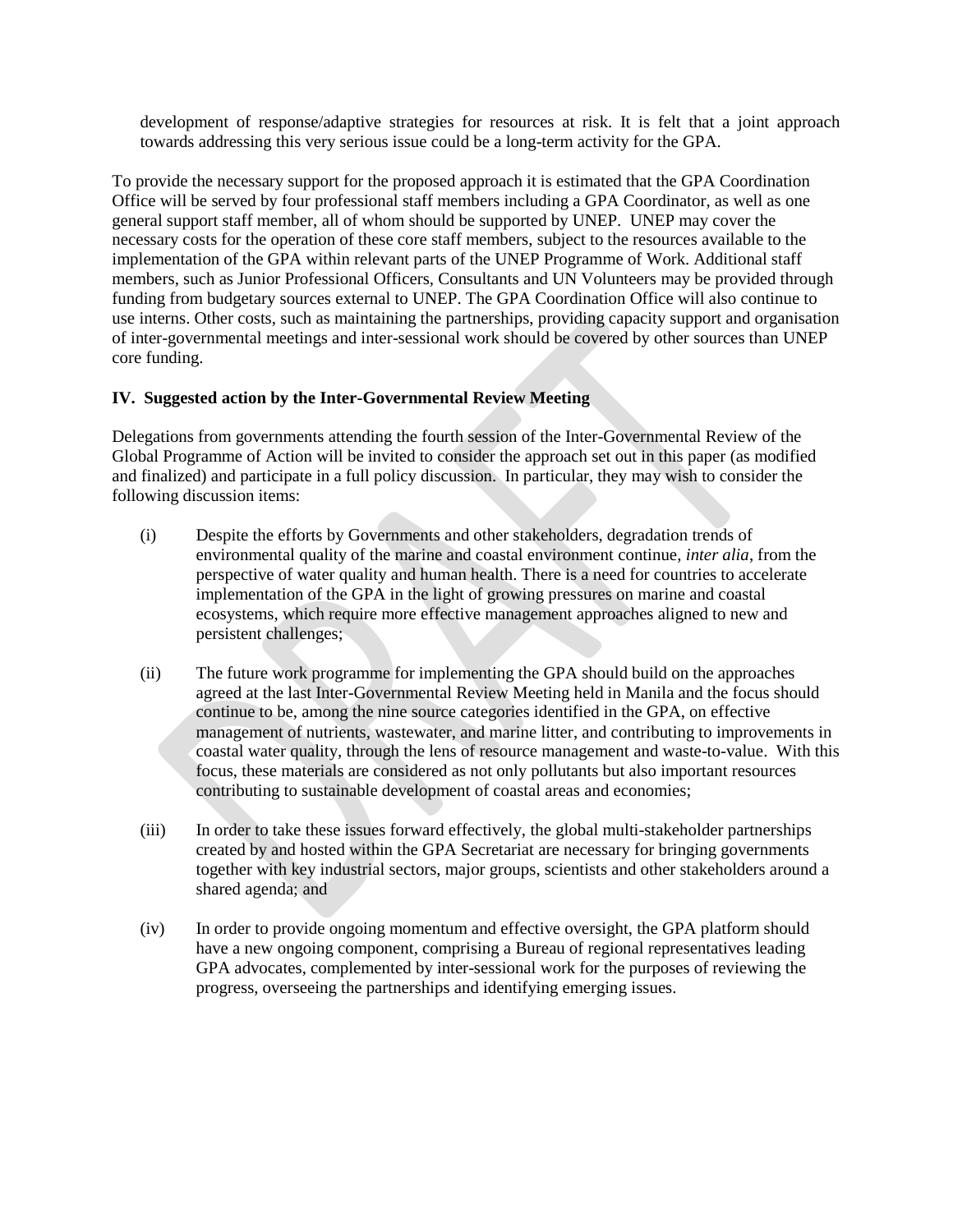development of response/adaptive strategies for resources at risk. It is felt that a joint approach towards addressing this very serious issue could be a long-term activity for the GPA.

To provide the necessary support for the proposed approach it is estimated that the GPA Coordination Office will be served by four professional staff members including a GPA Coordinator, as well as one general support staff member, all of whom should be supported by UNEP. UNEP may cover the necessary costs for the operation of these core staff members, subject to the resources available to the implementation of the GPA within relevant parts of the UNEP Programme of Work. Additional staff members, such as Junior Professional Officers, Consultants and UN Volunteers may be provided through funding from budgetary sources external to UNEP. The GPA Coordination Office will also continue to use interns. Other costs, such as maintaining the partnerships, providing capacity support and organisation of inter-governmental meetings and inter-sessional work should be covered by other sources than UNEP core funding.

## IV. Suggested action by the Inter-Governmental Review Meeting

Delegations from governments attending the fourth session of the Inter-Governmental Review of the Global Programme of Action will be invited to consider the approach set out in this paper (as modified and finalized) and participate in a full policy discussion. In particular, they may wish to consider the following discussion items:

(i) Despite the efforts by Governments and other stakeholders, degradation trends of environmental quality of the marine and coastal environment continue, *inter alia*, from the perspective of water quality and human health. There is a need for countries to accelerate implementation of the GPA in the light of growing pressures on marine and coastal ecosystems, which require more effective management approaches aligned to new and persistent challenges;

(ii) The future work programme for implementing the GPA should build on the approaches agreed at the last Inter-Governmental Review Meeting held in Manila and the focus should continue to be, among the nine source categories identified in the GPA, on effective management of nutrients, wastewater, and marine litter, and contributing to improvements in coastal water quality, through the lens of resource management and waste-to-value. With this focus, these materials are considered as not only pollutants but also important resources contributing to sustainable development of coastal areas and economies;

(iii) In order to take these issues forward effectively, the global multi-stakeholder partnerships created by and hosted within the GPA Secretariat are necessary for bringing governments together with key industrial sectors, major groups, scientists and other stakeholders around a shared agenda; and

(iv) In order to provide ongoing momentum and effective oversight, the GPA platform should have a new ongoing component, comprising a Bureau of regional representatives leading GPA advocates, complemented by inter-sessional work for the purposes of reviewing the progress, overseeing the partnerships and identifying emerging issues.